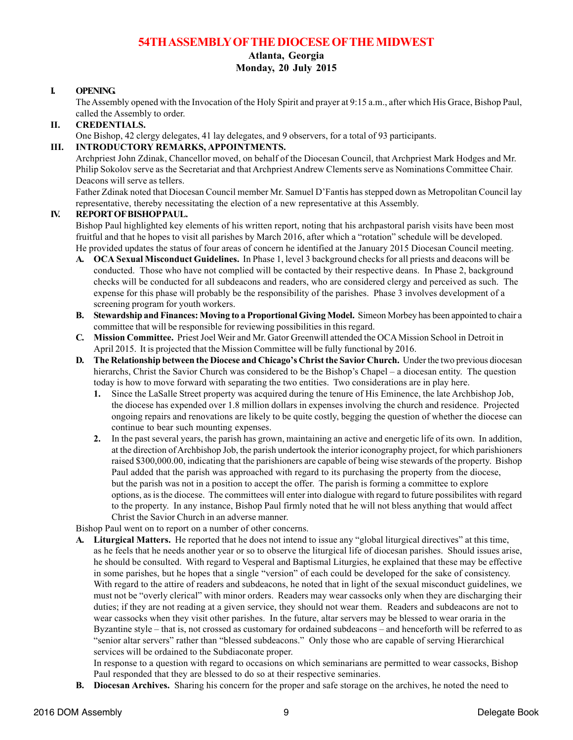# 54TH ASSEMBLY OF THE DIOCESE OF THE MIDWEST

**Atlanta, Georgia**
**Monday, 20 July 2015**

## I. OPENING.

The Assembly opened with the Invocation of the Holy Spirit and prayer at 9:15 a.m., after which His Grace, Bishop Paul, called the Assembly to order.

## II. CREDENTIALS.

One Bishop, 42 clergy delegates, 41 lay delegates, and 9 observers, for a total of 93 participants.

## III. INTRODUCTORY REMARKS, APPOINTMENTS.

Archpriest John Zdinak, Chancellor moved, on behalf of the Diocesan Council, that Archpriest Mark Hodges and Mr. Philip Sokolov serve as the Secretariat and that Archpriest Andrew Clements serve as Nominations Committee Chair. Deacons will serve as tellers.

Father Zdinak noted that Diocesan Council member Mr. Samuel D'Fantis has stepped down as Metropolitan Council lay representative, thereby necessitating the election of a new representative at this Assembly.

## IV. REPORT OF BISHOP PAUL.

Bishop Paul highlighted key elements of his written report, noting that his archpastoral parish visits have been most fruitful and that he hopes to visit all parishes by March 2016, after which a "rotation" schedule will be developed. He provided updates the status of four areas of concern he identified at the January 2015 Diocesan Council meeting.

- **A. OCA Sexual Misconduct Guidelines.** In Phase 1, level 3 background checks for all priests and deacons will be conducted. Those who have not complied will be contacted by their respective deans. In Phase 2, background checks will be conducted for all subdeacons and readers, who are considered clergy and perceived as such. The expense for this phase will probably be the responsibility of the parishes. Phase 3 involves development of a screening program for youth workers.
- **B. Stewardship and Finances: Moving to a Proportional Giving Model.** Simeon Morbey has been appointed to chair a committee that will be responsible for reviewing possibilities in this regard.
- **C. Mission Committee.** Priest Joel Weir and Mr. Gator Greenwill attended the OCA Mission School in Detroit in April 2015. It is projected that the Mission Committee will be fully functional by 2016.
- **D. The Relationship between the Diocese and Chicago's Christ the Savior Church.** Under the two previous diocesan hierarchs, Christ the Savior Church was considered to be the Bishop's Chapel – a diocesan entity. The question today is how to move forward with separating the two entities. Two considerations are in play here.
  1. Since the LaSalle Street property was acquired during the tenure of His Eminence, the late Archbishop Job, the diocese has expended over 1.8 million dollars in expenses involving the church and residence. Projected ongoing repairs and renovations are likely to be quite costly, begging the question of whether the diocese can continue to bear such mounting expenses.
  2. In the past several years, the parish has grown, maintaining an active and energetic life of its own. In addition, at the direction of Archbishop Job, the parish undertook the interior iconography project, for which parishioners raised $300,000.00, indicating that the parishioners are capable of being wise stewards of the property. Bishop Paul added that the parish was approached with regard to its purchasing the property from the diocese, but the parish was not in a position to accept the offer. The parish is forming a committee to explore options, as is the diocese. The committees will enter into dialogue with regard to future possibilites with regard to the property. In any instance, Bishop Paul firmly noted that he will not bless anything that would affect Christ the Savior Church in an adverse manner.

Bishop Paul went on to report on a number of other concerns.

- **A. Liturgical Matters.** He reported that he does not intend to issue any "global liturgical directives" at this time, as he feels that he needs another year or so to observe the liturgical life of diocesan parishes. Should issues arise, he should be consulted. With regard to Vesperal and Baptismal Liturgies, he explained that these may be effective in some parishes, but he hopes that a single "version" of each could be developed for the sake of consistency. With regard to the attire of readers and subdeacons, he noted that in light of the sexual misconduct guidelines, we must not be "overly clerical" with minor orders. Readers may wear cassocks only when they are discharging their duties; if they are not reading at a given service, they should not wear them. Readers and subdeacons are not to wear cassocks when they visit other parishes. In the future, altar servers may be blessed to wear oraria in the Byzantine style – that is, not crossed as customary for ordained subdeacons – and henceforth will be referred to as "senior altar servers" rather than "blessed subdeacons." Only those who are capable of serving Hierarchical services will be ordained to the Subdiaconate proper.

  In response to a question with regard to occasions on which seminarians are permitted to wear cassocks, Bishop Paul responded that they are blessed to do so at their respective seminaries.
- **B. Diocesan Archives.** Sharing his concern for the proper and safe storage on the archives, he noted the need to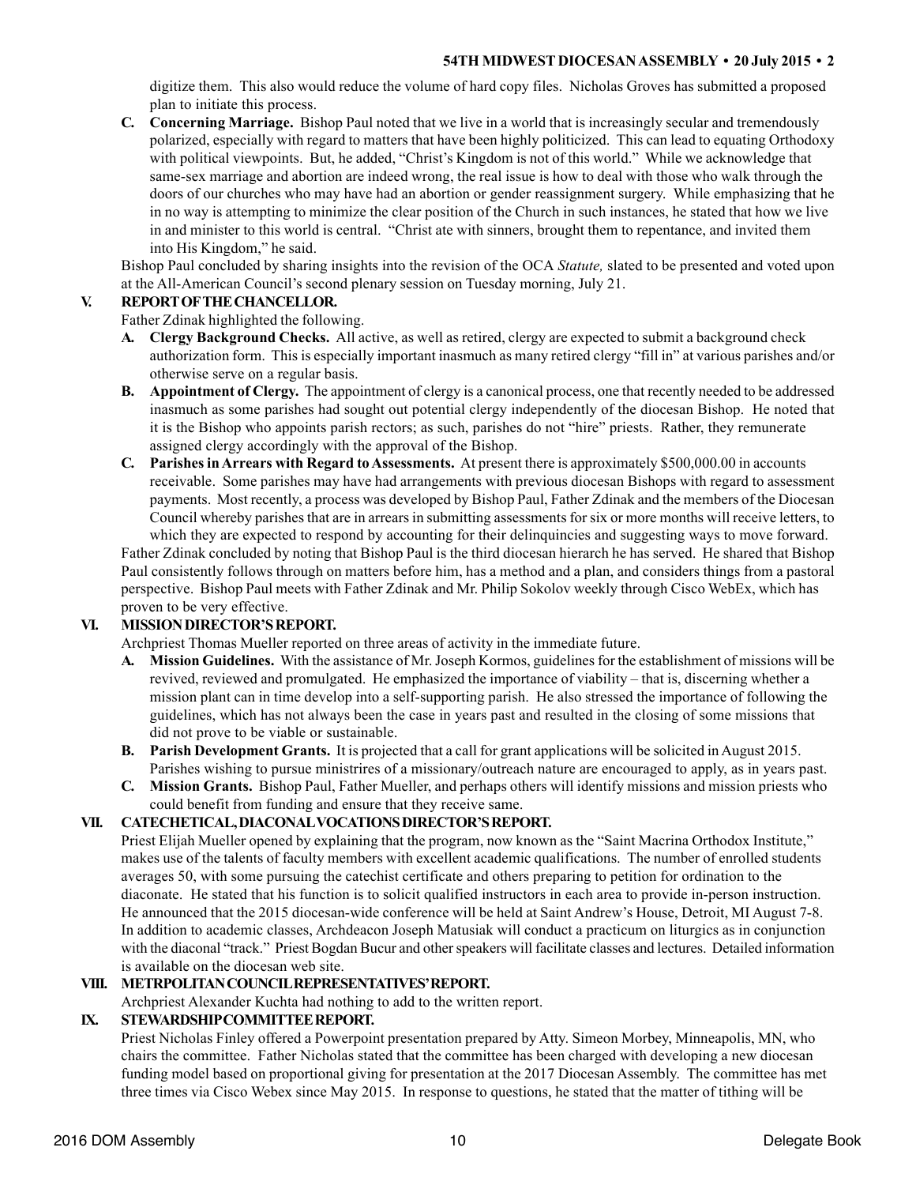digitize them. This also would reduce the volume of hard copy files. Nicholas Groves has submitted a proposed plan to initiate this process.

**C. Concerning Marriage.** Bishop Paul noted that we live in a world that is increasingly secular and tremendously polarized, especially with regard to matters that have been highly politicized. This can lead to equating Orthodoxy with political viewpoints. But, he added, "Christ's Kingdom is not of this world." While we acknowledge that same-sex marriage and abortion are indeed wrong, the real issue is how to deal with those who walk through the doors of our churches who may have had an abortion or gender reassignment surgery. While emphasizing that he in no way is attempting to minimize the clear position of the Church in such instances, he stated that how we live in and minister to this world is central. "Christ ate with sinners, brought them to repentance, and invited them into His Kingdom," he said.

Bishop Paul concluded by sharing insights into the revision of the OCA *Statute,* slated to be presented and voted upon at the All-American Council's second plenary session on Tuesday morning, July 21.

## V. REPORT OF THE CHANCELLOR.

Father Zdinak highlighted the following.

**A. Clergy Background Checks.** All active, as well as retired, clergy are expected to submit a background check authorization form. This is especially important inasmuch as many retired clergy "fill in" at various parishes and/or otherwise serve on a regular basis.

**B. Appointment of Clergy.** The appointment of clergy is a canonical process, one that recently needed to be addressed inasmuch as some parishes had sought out potential clergy independently of the diocesan Bishop. He noted that it is the Bishop who appoints parish rectors; as such, parishes do not "hire" priests. Rather, they remunerate assigned clergy accordingly with the approval of the Bishop.

**C. Parishes in Arrears with Regard to Assessments.** At present there is approximately $500,000.00 in accounts receivable. Some parishes may have had arrangements with previous diocesan Bishops with regard to assessment payments. Most recently, a process was developed by Bishop Paul, Father Zdinak and the members of the Diocesan Council whereby parishes that are in arrears in submitting assessments for six or more months will receive letters, to which they are expected to respond by accounting for their delinquincies and suggesting ways to move forward.

Father Zdinak concluded by noting that Bishop Paul is the third diocesan hierarch he has served. He shared that Bishop Paul consistently follows through on matters before him, has a method and a plan, and considers things from a pastoral perspective. Bishop Paul meets with Father Zdinak and Mr. Philip Sokolov weekly through Cisco WebEx, which has proven to be very effective.

## VI. MISSION DIRECTOR'S REPORT.

Archpriest Thomas Mueller reported on three areas of activity in the immediate future.

**A. Mission Guidelines.** With the assistance of Mr. Joseph Kormos, guidelines for the establishment of missions will be revived, reviewed and promulgated. He emphasized the importance of viability – that is, discerning whether a mission plant can in time develop into a self-supporting parish. He also stressed the importance of following the guidelines, which has not always been the case in years past and resulted in the closing of some missions that did not prove to be viable or sustainable.

**B. Parish Development Grants.** It is projected that a call for grant applications will be solicited in August 2015. Parishes wishing to pursue ministrires of a missionary/outreach nature are encouraged to apply, as in years past.

**C. Mission Grants.** Bishop Paul, Father Mueller, and perhaps others will identify missions and mission priests who could benefit from funding and ensure that they receive same.

## VII. CATECHETICAL, DIACONAL VOCATIONS DIRECTOR'S REPORT.

Priest Elijah Mueller opened by explaining that the program, now known as the "Saint Macrina Orthodox Institute," makes use of the talents of faculty members with excellent academic qualifications. The number of enrolled students averages 50, with some pursuing the catechist certificate and others preparing to petition for ordination to the diaconate. He stated that his function is to solicit qualified instructors in each area to provide in-person instruction. He announced that the 2015 diocesan-wide conference will be held at Saint Andrew's House, Detroit, MI August 7-8. In addition to academic classes, Archdeacon Joseph Matusiak will conduct a practicum on liturgics as in conjunction with the diaconal "track." Priest Bogdan Bucur and other speakers will facilitate classes and lectures. Detailed information is available on the diocesan web site.

## VIII. METRPOLITAN COUNCIL REPRESENTATIVES' REPORT.

Archpriest Alexander Kuchta had nothing to add to the written report.

## IX. STEWARDSHIP COMMITTEE REPORT.

Priest Nicholas Finley offered a Powerpoint presentation prepared by Atty. Simeon Morbey, Minneapolis, MN, who chairs the committee. Father Nicholas stated that the committee has been charged with developing a new diocesan funding model based on proportional giving for presentation at the 2017 Diocesan Assembly. The committee has met three times via Cisco Webex since May 2015. In response to questions, he stated that the matter of tithing will be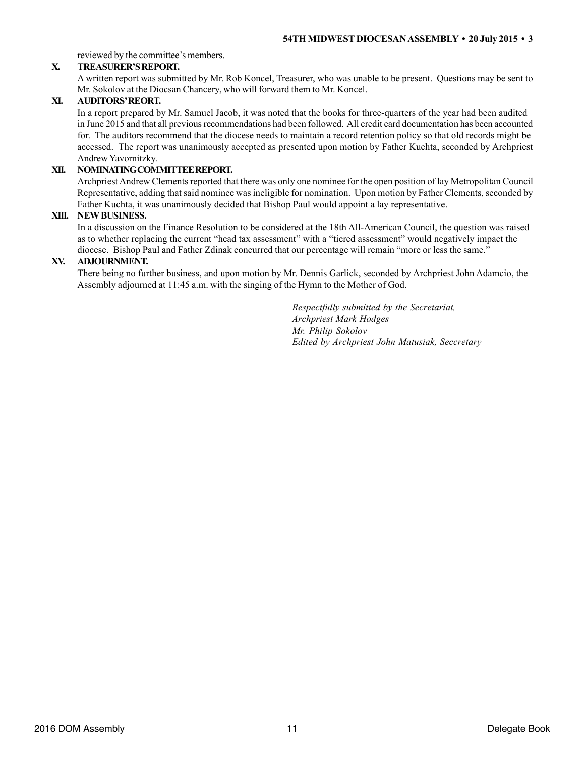reviewed by the committee's members.

**X. TREASURER'S REPORT.**

A written report was submitted by Mr. Rob Koncel, Treasurer, who was unable to be present. Questions may be sent to Mr. Sokolov at the Diocsan Chancery, who will forward them to Mr. Koncel.

**XI. AUDITORS' REORT.**

In a report prepared by Mr. Samuel Jacob, it was noted that the books for three-quarters of the year had been audited in June 2015 and that all previous recommendations had been followed. All credit card documentation has been accounted for. The auditors recommend that the diocese needs to maintain a record retention policy so that old records might be accessed. The report was unanimously accepted as presented upon motion by Father Kuchta, seconded by Archpriest Andrew Yavornitzky.

**XII. NOMINATING COMMITTEE REPORT.**

Archpriest Andrew Clements reported that there was only one nominee for the open position of lay Metropolitan Council Representative, adding that said nominee was ineligible for nomination. Upon motion by Father Clements, seconded by Father Kuchta, it was unanimously decided that Bishop Paul would appoint a lay representative.

**XIII. NEW BUSINESS.**

In a discussion on the Finance Resolution to be considered at the 18th All-American Council, the question was raised as to whether replacing the current "head tax assessment" with a "tiered assessment" would negatively impact the diocese. Bishop Paul and Father Zdinak concurred that our percentage will remain "more or less the same."

**XV. ADJOURNMENT.**

There being no further business, and upon motion by Mr. Dennis Garlick, seconded by Archpriest John Adamcio, the Assembly adjourned at 11:45 a.m. with the singing of the Hymn to the Mother of God.

*Respectfully submitted by the Secretariat,*
*Archpriest Mark Hodges*
*Mr. Philip Sokolov*
*Edited by Archpriest John Matusiak, Seccretary*